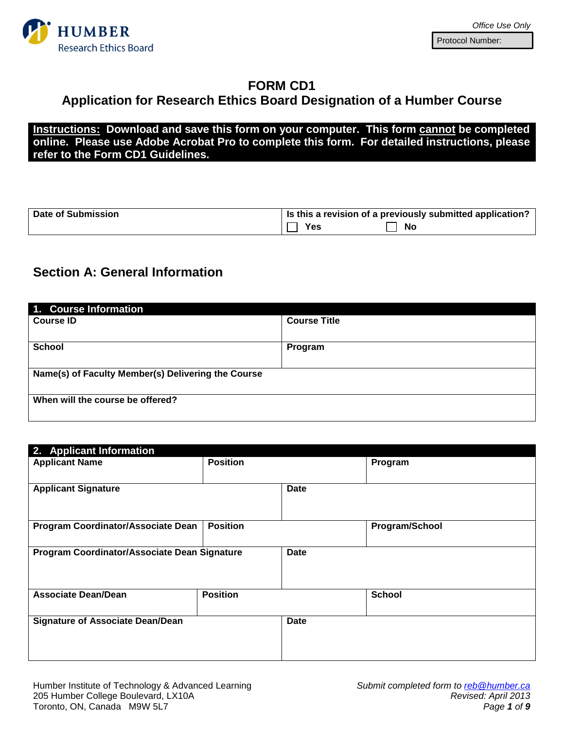HUMBER
Research Ethics Board

*Office Use Only*

| Protocol Number: |
|---|

# FORM CD1
## Application for Research Ethics Board Designation of a Humber Course

**Instructions: Download and save this form on your computer. This form cannot be completed online. Please use Adobe Acrobat Pro to complete this form. For detailed instructions, please refer to the Form CD1 Guidelines.**

| Date of Submission | Is this a revision of a previously submitted application? ☐ Yes ☐ No |
|---|---|

## Section A: General Information

| 1. Course Information | |
|---|---|
| Course ID | Course Title |
| School | Program |
| Name(s) of Faculty Member(s) Delivering the Course | |
| When will the course be offered? | |

| 2. Applicant Information | | |
|---|---|---|
| Applicant Name | Position | Program |
| Applicant Signature | Date | |
| Program Coordinator/Associate Dean | Position | Program/School |
| Program Coordinator/Associate Dean Signature | Date | |
| Associate Dean/Dean | Position | School |
| Signature of Associate Dean/Dean | Date | |

Humber Institute of Technology & Advanced Learning
205 Humber College Boulevard, LX10A
Toronto, ON, Canada M9W 5L7

*Submit completed form to reb@humber.ca*
*Revised: April 2013*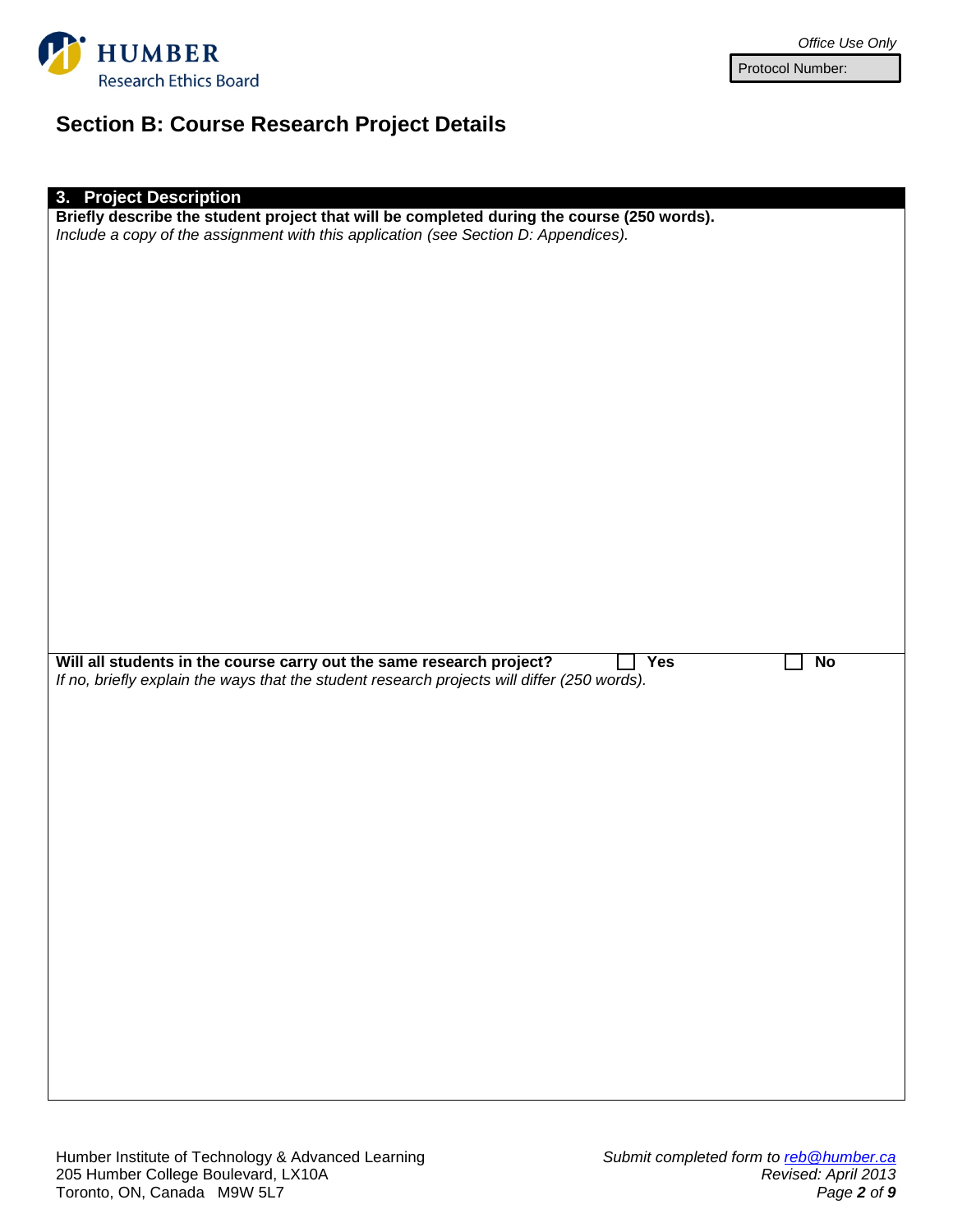Humber Research Ethics Board

*Office Use Only*

Protocol Number:

## Section B: Course Research Project Details

### 3. Project Description

**Briefly describe the student project that will be completed during the course (250 words).**
*Include a copy of the assignment with this application (see Section D: Appendices).*

**Will all students in the course carry out the same research project?** ☐ **Yes** ☐ **No**
*If no, briefly explain the ways that the student research projects will differ (250 words).*

Humber Institute of Technology & Advanced Learning
205 Humber College Boulevard, LX10A
Toronto, ON, Canada M9W 5L7

*Submit completed form to reb@humber.ca*
*Revised: April 2013*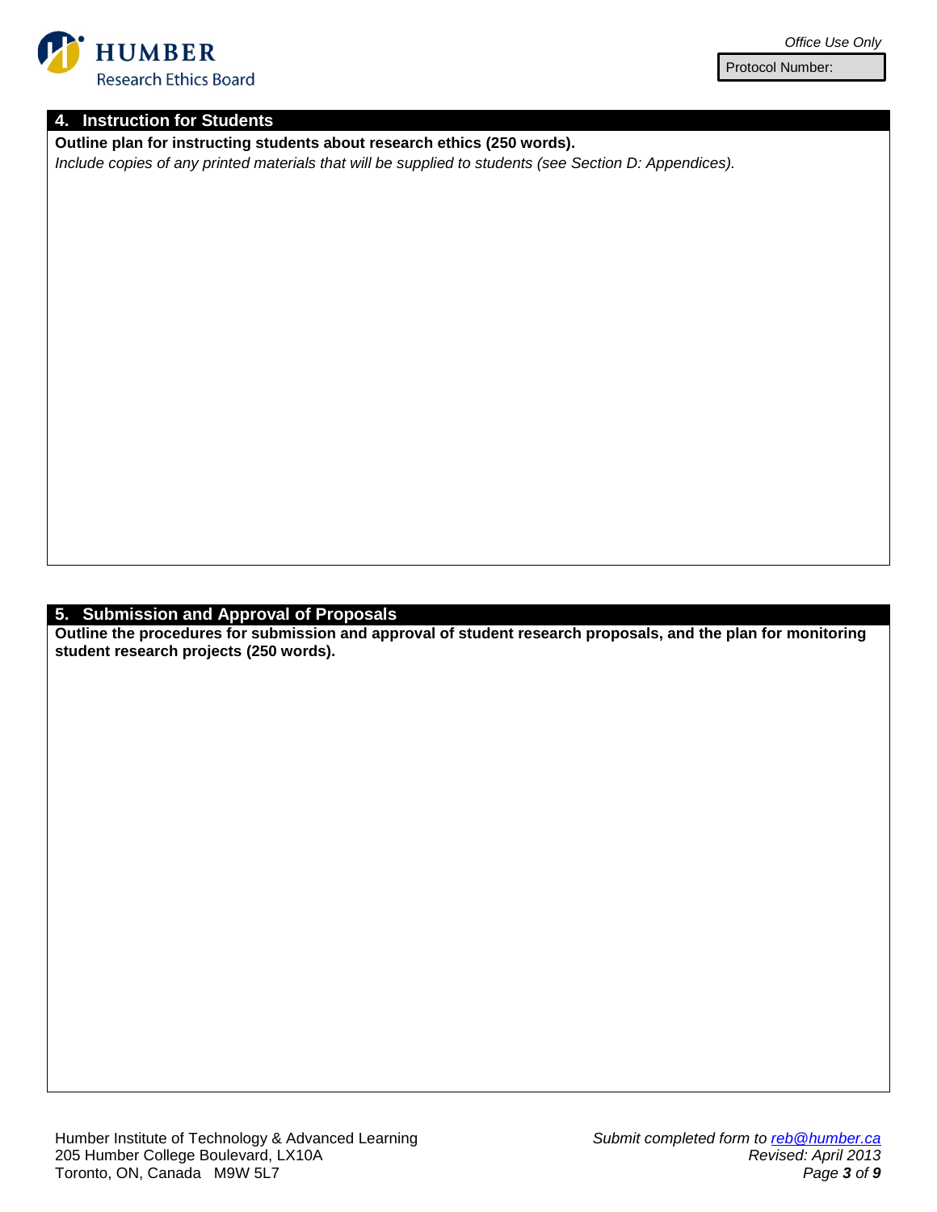HUMBER
Research Ethics Board

*Office Use Only*

| Protocol Number: |
|---|

## 4. Instruction for Students

**Outline plan for instructing students about research ethics (250 words).**

*Include copies of any printed materials that will be supplied to students (see Section D: Appendices).*

## 5. Submission and Approval of Proposals

**Outline the procedures for submission and approval of student research proposals, and the plan for monitoring student research projects (250 words).**

Humber Institute of Technology & Advanced Learning
205 Humber College Boulevard, LX10A
Toronto, ON, Canada M9W 5L7

*Submit completed form to [reb@humber.ca](mailto:reb@humber.ca)*
*Revised: April 2013*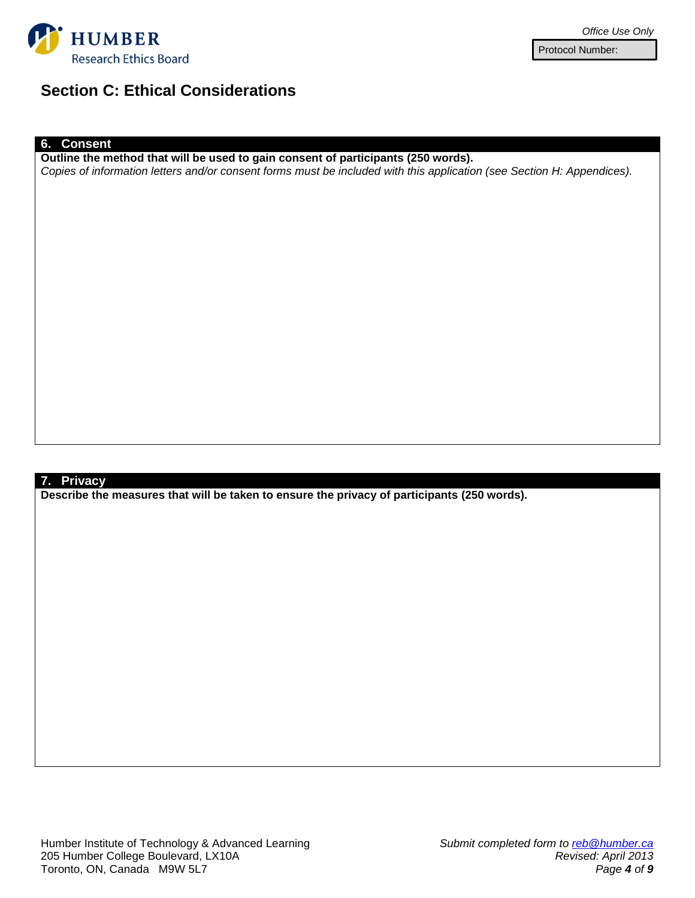HUMBER
Research Ethics Board

*Office Use Only*

| Protocol Number: |
|---|

## Section C: Ethical Considerations

### 6. Consent

**Outline the method that will be used to gain consent of participants (250 words).**
*Copies of information letters and/or consent forms must be included with this application (see Section H: Appendices).*

### 7. Privacy

**Describe the measures that will be taken to ensure the privacy of participants (250 words).**

Humber Institute of Technology & Advanced Learning
205 Humber College Boulevard, LX10A
Toronto, ON, Canada M9W 5L7

*Submit completed form to reb@humber.ca*
*Revised: April 2013*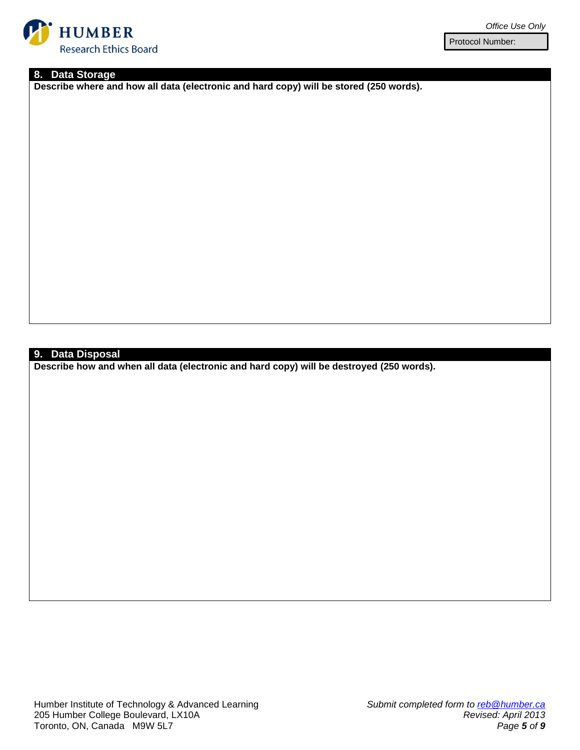Humber Research Ethics Board

*Office Use Only*

| Protocol Number: |
| --- |

## 8. Data Storage

**Describe where and how all data (electronic and hard copy) will be stored (250 words).**

## 9. Data Disposal

**Describe how and when all data (electronic and hard copy) will be destroyed (250 words).**

Humber Institute of Technology & Advanced Learning
205 Humber College Boulevard, LX10A
Toronto, ON, Canada M9W 5L7

*Submit completed form to reb@humber.ca*
*Revised: April 2013*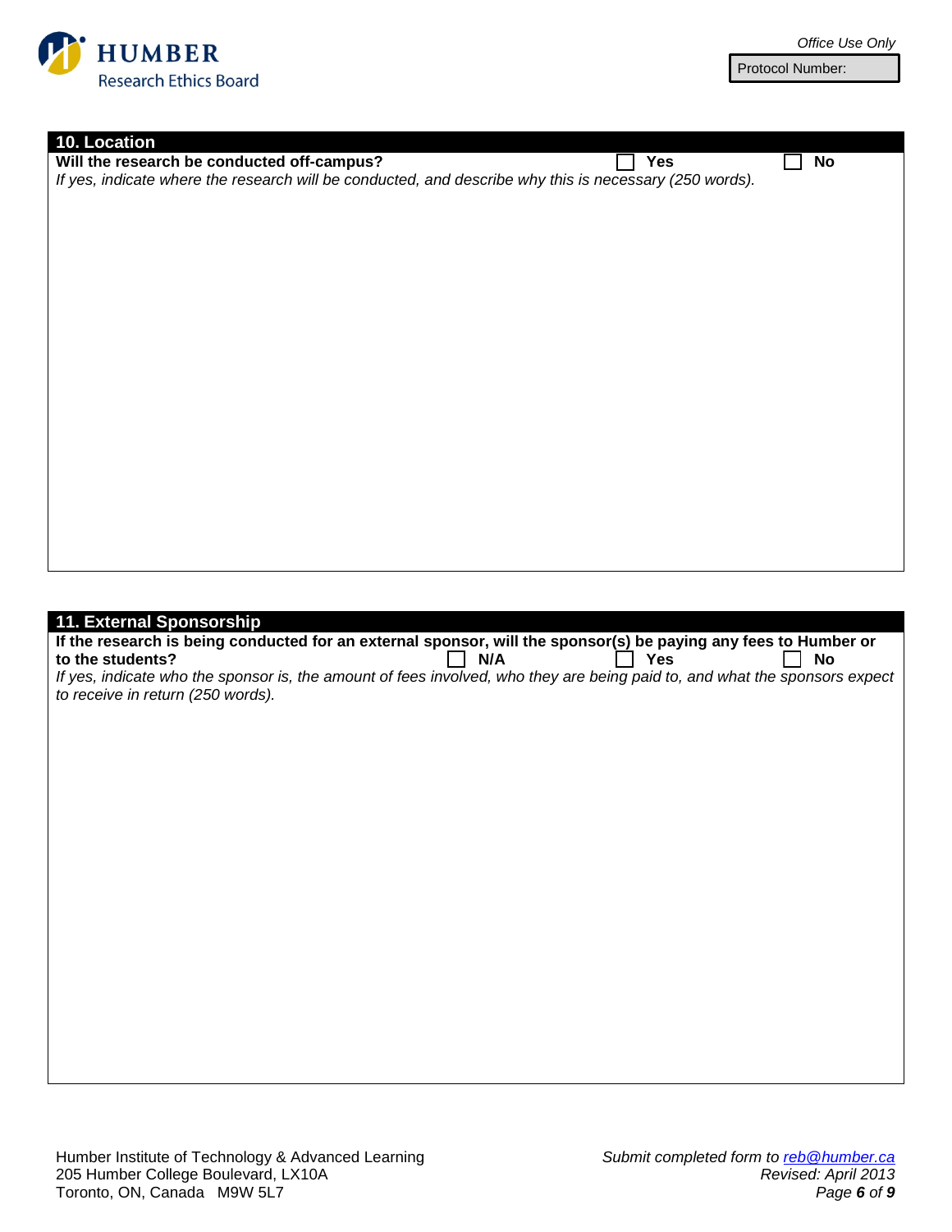Office Use Only

Protocol Number:

## 10. Location

**Will the research be conducted off-campus?** ☐ Yes ☐ No

*If yes, indicate where the research will be conducted, and describe why this is necessary (250 words).*

## 11. External Sponsorship

**If the research is being conducted for an external sponsor, will the sponsor(s) be paying any fees to Humber or to the students?** ☐ N/A ☐ Yes ☐ No

*If yes, indicate who the sponsor is, the amount of fees involved, who they are being paid to, and what the sponsors expect to receive in return (250 words).*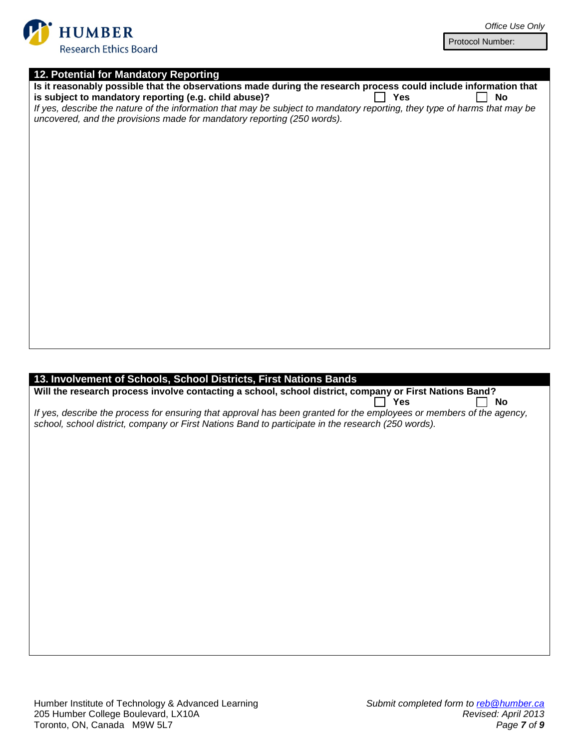Office Use Only

Protocol Number:

## 12. Potential for Mandatory Reporting

**Is it reasonably possible that the observations made during the research process could include information that is subject to mandatory reporting (e.g. child abuse)?** ☐ **Yes** ☐ **No**

*If yes, describe the nature of the information that may be subject to mandatory reporting, they type of harms that may be uncovered, and the provisions made for mandatory reporting (250 words).*

## 13. Involvement of Schools, School Districts, First Nations Bands

**Will the research process involve contacting a school, school district, company or First Nations Band?** ☐ **Yes** ☐ **No**

*If yes, describe the process for ensuring that approval has been granted for the employees or members of the agency, school, school district, company or First Nations Band to participate in the research (250 words).*

Humber Institute of Technology & Advanced Learning
205 Humber College Boulevard, LX10A
Toronto, ON, Canada M9W 5L7

*Submit completed form to reb@humber.ca*
*Revised: April 2013*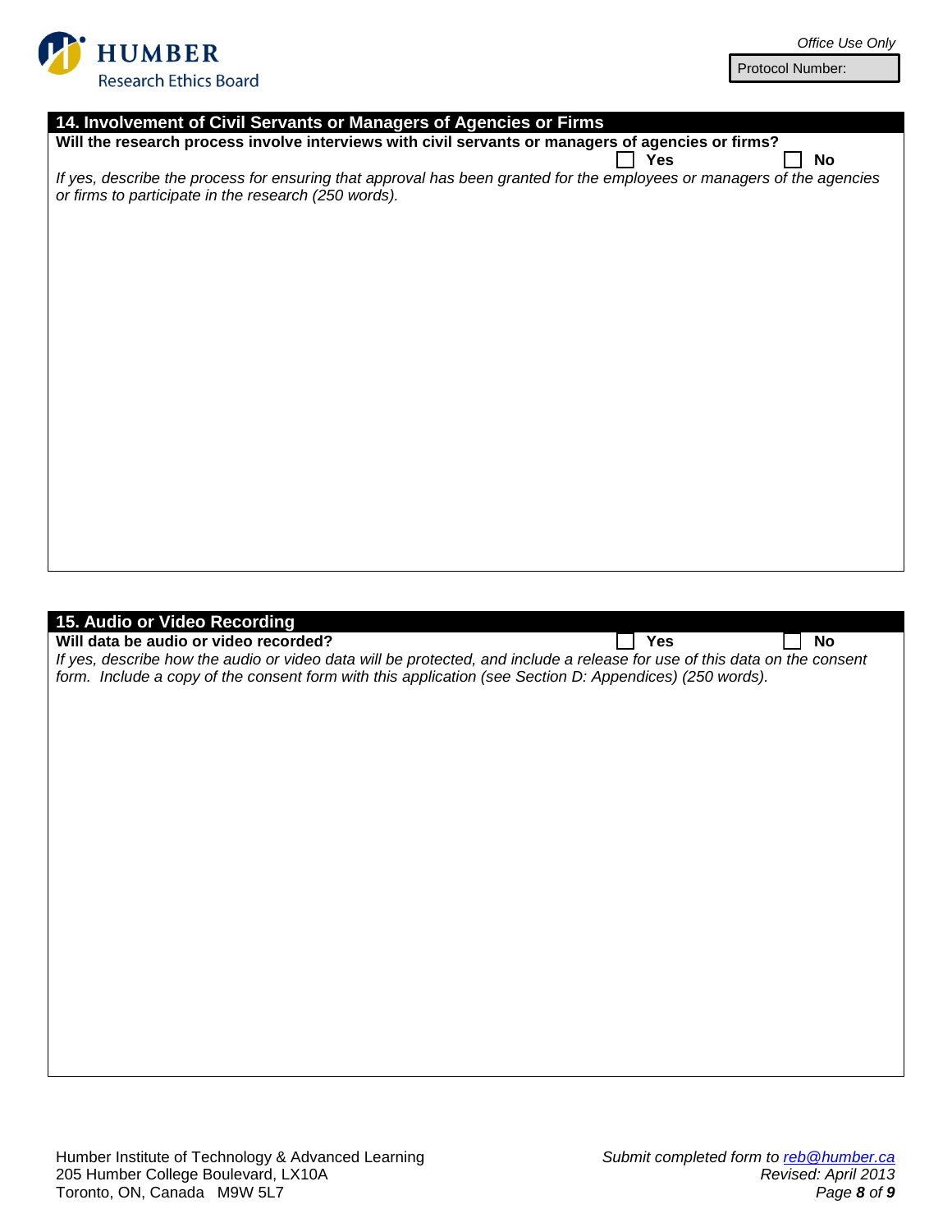Office Use Only

Protocol Number:

## 14. Involvement of Civil Servants or Managers of Agencies or Firms

**Will the research process involve interviews with civil servants or managers of agencies or firms?**

☐ **Yes** ☐ **No**

*If yes, describe the process for ensuring that approval has been granted for the employees or managers of the agencies or firms to participate in the research (250 words).*

## 15. Audio or Video Recording

**Will data be audio or video recorded?** ☐ **Yes** ☐ **No**

*If yes, describe how the audio or video data will be protected, and include a release for use of this data on the consent form. Include a copy of the consent form with this application (see Section D: Appendices) (250 words).*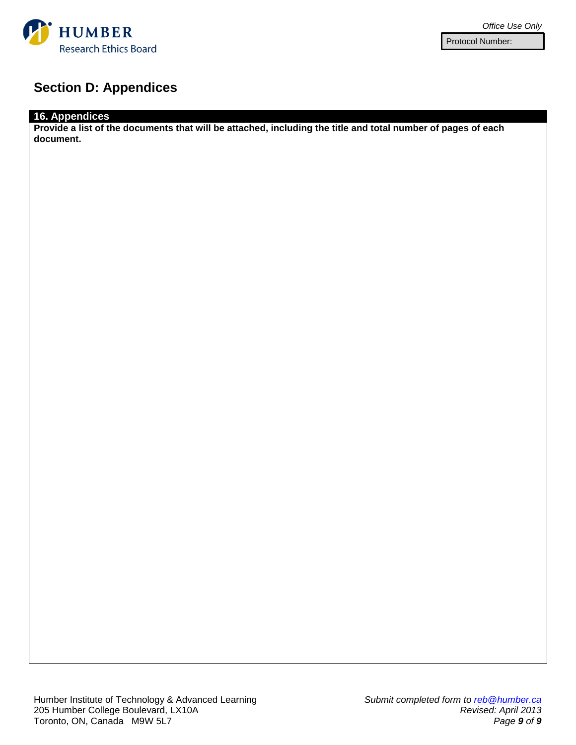HUMBER
Research Ethics Board

*Office Use Only*

| Protocol Number: |
| --- |

## Section D: Appendices

**16. Appendices**

**Provide a list of the documents that will be attached, including the title and total number of pages of each document.**

Humber Institute of Technology & Advanced Learning
205 Humber College Boulevard, LX10A
Toronto, ON, Canada M9W 5L7

*Submit completed form to reb@humber.ca*
*Revised: April 2013*